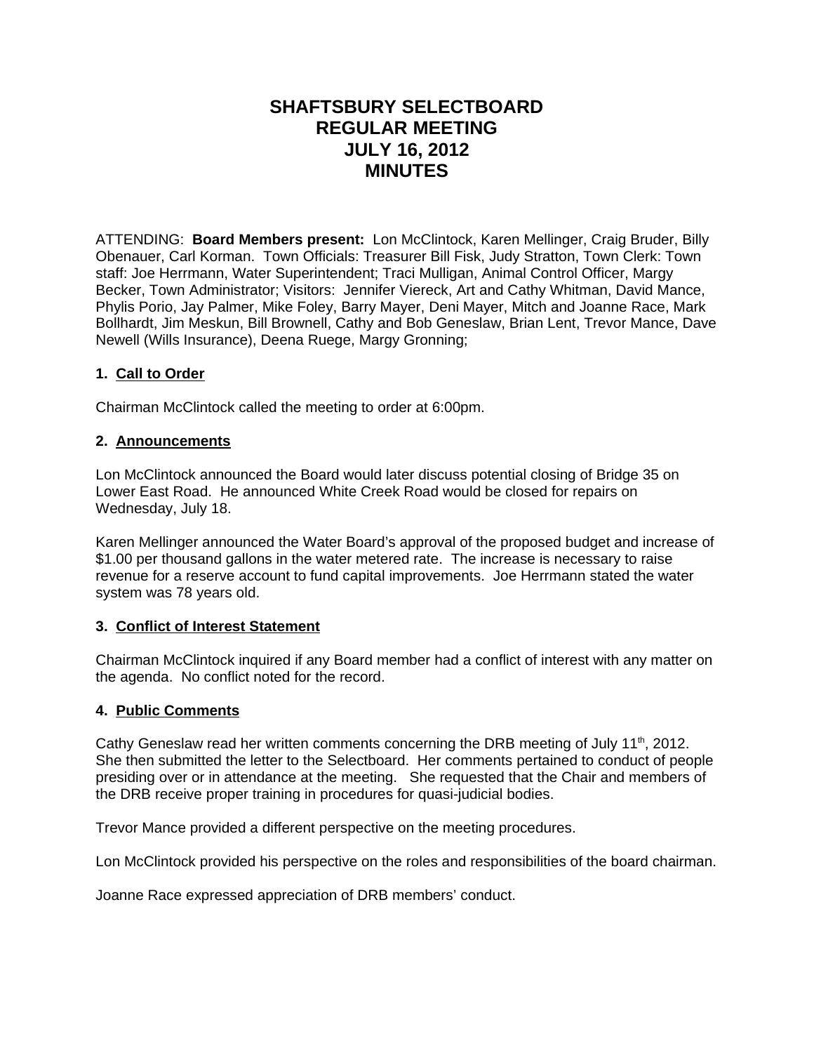# SHAFTSBURY SELECTBOARD
# REGULAR MEETING
# JULY 16, 2012
# MINUTES

ATTENDING: **Board Members present:** Lon McClintock, Karen Mellinger, Craig Bruder, Billy Obenauer, Carl Korman. Town Officials: Treasurer Bill Fisk, Judy Stratton, Town Clerk: Town staff: Joe Herrmann, Water Superintendent; Traci Mulligan, Animal Control Officer, Margy Becker, Town Administrator; Visitors: Jennifer Viereck, Art and Cathy Whitman, David Mance, Phylis Porio, Jay Palmer, Mike Foley, Barry Mayer, Deni Mayer, Mitch and Joanne Race, Mark Bollhardt, Jim Meskun, Bill Brownell, Cathy and Bob Geneslaw, Brian Lent, Trevor Mance, Dave Newell (Wills Insurance), Deena Ruege, Margy Gronning;

## 1. Call to Order

Chairman McClintock called the meeting to order at 6:00pm.

## 2. Announcements

Lon McClintock announced the Board would later discuss potential closing of Bridge 35 on Lower East Road. He announced White Creek Road would be closed for repairs on Wednesday, July 18.

Karen Mellinger announced the Water Board's approval of the proposed budget and increase of $1.00 per thousand gallons in the water metered rate. The increase is necessary to raise revenue for a reserve account to fund capital improvements. Joe Herrmann stated the water system was 78 years old.

## 3. Conflict of Interest Statement

Chairman McClintock inquired if any Board member had a conflict of interest with any matter on the agenda. No conflict noted for the record.

## 4. Public Comments

Cathy Geneslaw read her written comments concerning the DRB meeting of July 11th, 2012. She then submitted the letter to the Selectboard. Her comments pertained to conduct of people presiding over or in attendance at the meeting. She requested that the Chair and members of the DRB receive proper training in procedures for quasi-judicial bodies.

Trevor Mance provided a different perspective on the meeting procedures.

Lon McClintock provided his perspective on the roles and responsibilities of the board chairman.

Joanne Race expressed appreciation of DRB members' conduct.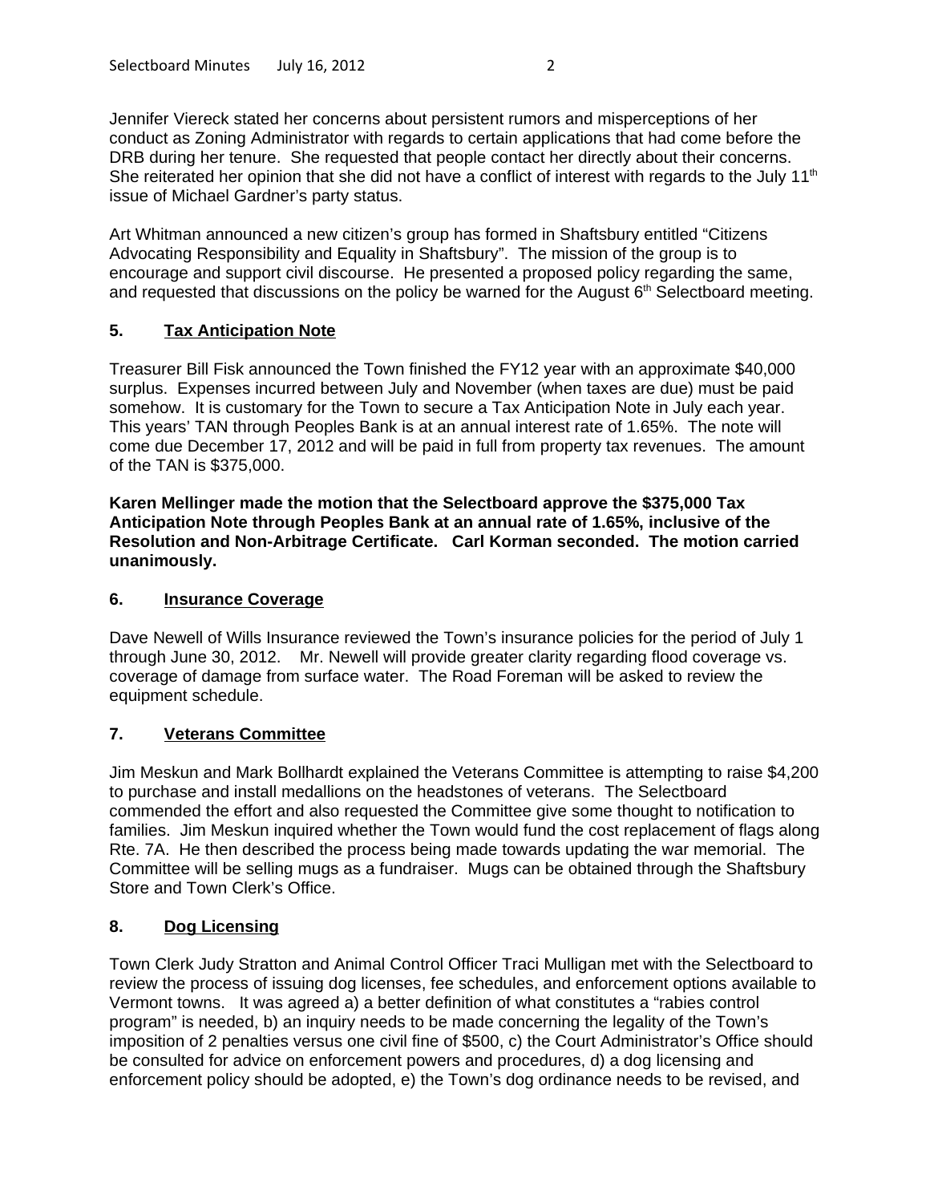Jennifer Viereck stated her concerns about persistent rumors and misperceptions of her conduct as Zoning Administrator with regards to certain applications that had come before the DRB during her tenure. She requested that people contact her directly about their concerns. She reiterated her opinion that she did not have a conflict of interest with regards to the July 11th issue of Michael Gardner's party status.

Art Whitman announced a new citizen's group has formed in Shaftsbury entitled "Citizens Advocating Responsibility and Equality in Shaftsbury". The mission of the group is to encourage and support civil discourse. He presented a proposed policy regarding the same, and requested that discussions on the policy be warned for the August 6th Selectboard meeting.

## 5. Tax Anticipation Note

Treasurer Bill Fisk announced the Town finished the FY12 year with an approximate $40,000 surplus. Expenses incurred between July and November (when taxes are due) must be paid somehow. It is customary for the Town to secure a Tax Anticipation Note in July each year. This years' TAN through Peoples Bank is at an annual interest rate of 1.65%. The note will come due December 17, 2012 and will be paid in full from property tax revenues. The amount of the TAN is $375,000.

**Karen Mellinger made the motion that the Selectboard approve the $375,000 Tax Anticipation Note through Peoples Bank at an annual rate of 1.65%, inclusive of the Resolution and Non-Arbitrage Certificate. Carl Korman seconded. The motion carried unanimously.**

## 6. Insurance Coverage

Dave Newell of Wills Insurance reviewed the Town's insurance policies for the period of July 1 through June 30, 2012. Mr. Newell will provide greater clarity regarding flood coverage vs. coverage of damage from surface water. The Road Foreman will be asked to review the equipment schedule.

## 7. Veterans Committee

Jim Meskun and Mark Bollhardt explained the Veterans Committee is attempting to raise $4,200 to purchase and install medallions on the headstones of veterans. The Selectboard commended the effort and also requested the Committee give some thought to notification to families. Jim Meskun inquired whether the Town would fund the cost replacement of flags along Rte. 7A. He then described the process being made towards updating the war memorial. The Committee will be selling mugs as a fundraiser. Mugs can be obtained through the Shaftsbury Store and Town Clerk's Office.

## 8. Dog Licensing

Town Clerk Judy Stratton and Animal Control Officer Traci Mulligan met with the Selectboard to review the process of issuing dog licenses, fee schedules, and enforcement options available to Vermont towns. It was agreed a) a better definition of what constitutes a "rabies control program" is needed, b) an inquiry needs to be made concerning the legality of the Town's imposition of 2 penalties versus one civil fine of $500, c) the Court Administrator's Office should be consulted for advice on enforcement powers and procedures, d) a dog licensing and enforcement policy should be adopted, e) the Town's dog ordinance needs to be revised, and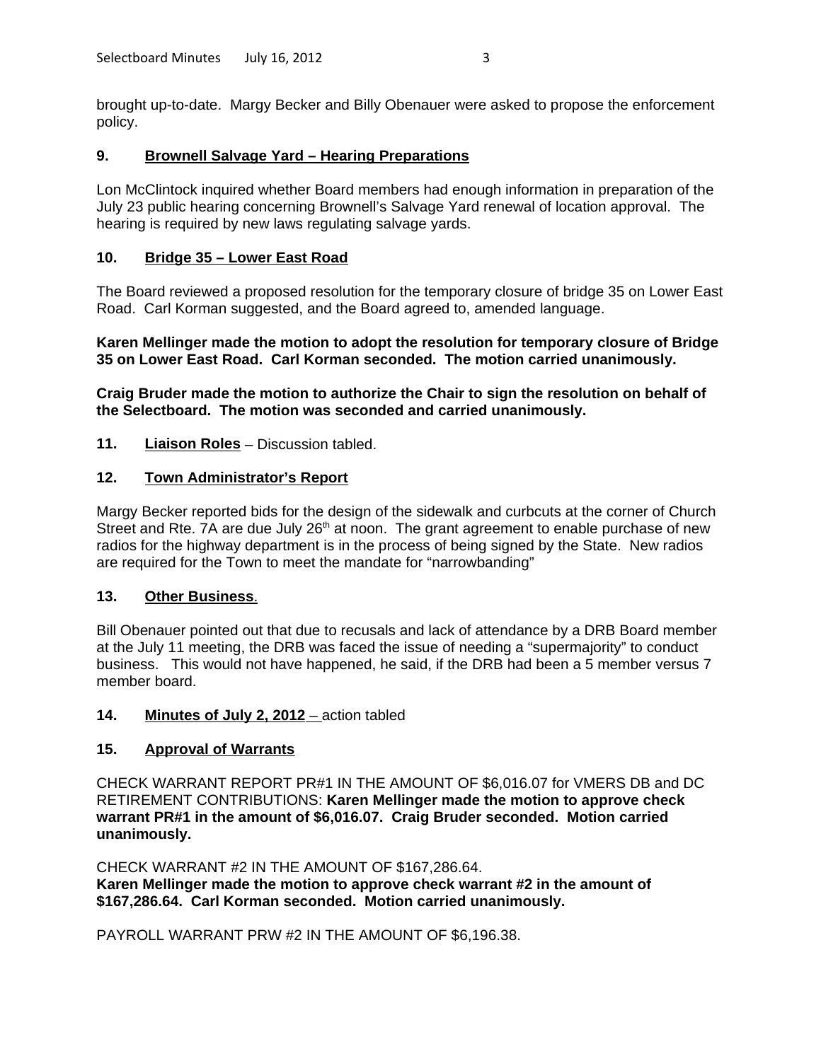brought up-to-date. Margy Becker and Billy Obenauer were asked to propose the enforcement policy.

## 9. Brownell Salvage Yard – Hearing Preparations

Lon McClintock inquired whether Board members had enough information in preparation of the July 23 public hearing concerning Brownell's Salvage Yard renewal of location approval. The hearing is required by new laws regulating salvage yards.

## 10. Bridge 35 – Lower East Road

The Board reviewed a proposed resolution for the temporary closure of bridge 35 on Lower East Road. Carl Korman suggested, and the Board agreed to, amended language.

**Karen Mellinger made the motion to adopt the resolution for temporary closure of Bridge 35 on Lower East Road. Carl Korman seconded. The motion carried unanimously.**

**Craig Bruder made the motion to authorize the Chair to sign the resolution on behalf of the Selectboard. The motion was seconded and carried unanimously.**

## 11. Liaison Roles – Discussion tabled.

## 12. Town Administrator's Report

Margy Becker reported bids for the design of the sidewalk and curbcuts at the corner of Church Street and Rte. 7A are due July 26th at noon. The grant agreement to enable purchase of new radios for the highway department is in the process of being signed by the State. New radios are required for the Town to meet the mandate for "narrowbanding"

## 13. Other Business.

Bill Obenauer pointed out that due to recusals and lack of attendance by a DRB Board member at the July 11 meeting, the DRB was faced the issue of needing a "supermajority" to conduct business. This would not have happened, he said, if the DRB had been a 5 member versus 7 member board.

## 14. Minutes of July 2, 2012 – action tabled

## 15. Approval of Warrants

CHECK WARRANT REPORT PR#1 IN THE AMOUNT OF $6,016.07 for VMERS DB and DC RETIREMENT CONTRIBUTIONS: **Karen Mellinger made the motion to approve check warrant PR#1 in the amount of $6,016.07. Craig Bruder seconded. Motion carried unanimously.**

CHECK WARRANT #2 IN THE AMOUNT OF $167,286.64.
**Karen Mellinger made the motion to approve check warrant #2 in the amount of $167,286.64. Carl Korman seconded. Motion carried unanimously.**

PAYROLL WARRANT PRW #2 IN THE AMOUNT OF $6,196.38.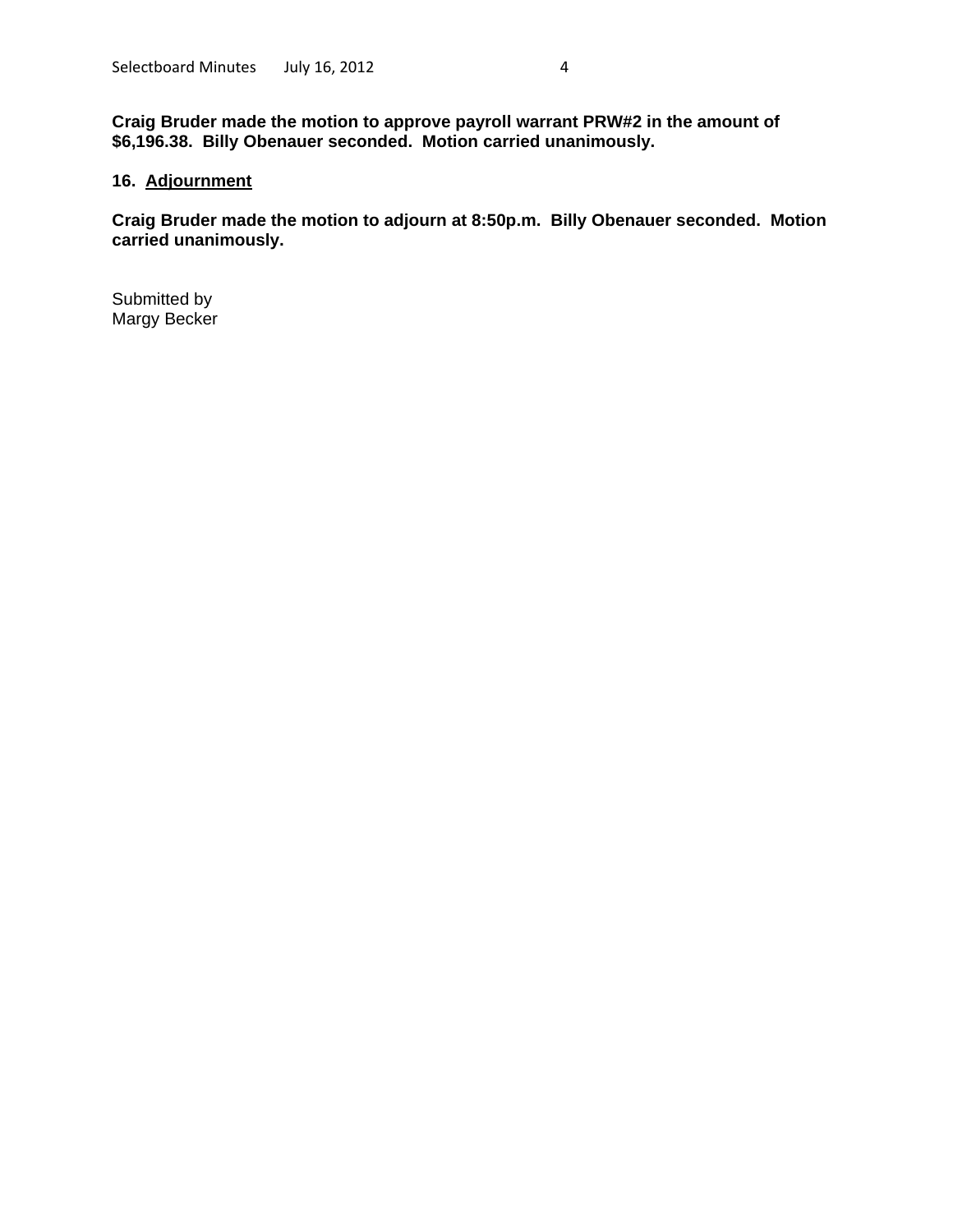**Craig Bruder made the motion to approve payroll warrant PRW#2 in the amount of $6,196.38. Billy Obenauer seconded. Motion carried unanimously.**

## 16. Adjournment

**Craig Bruder made the motion to adjourn at 8:50p.m. Billy Obenauer seconded. Motion carried unanimously.**

Submitted by
Margy Becker